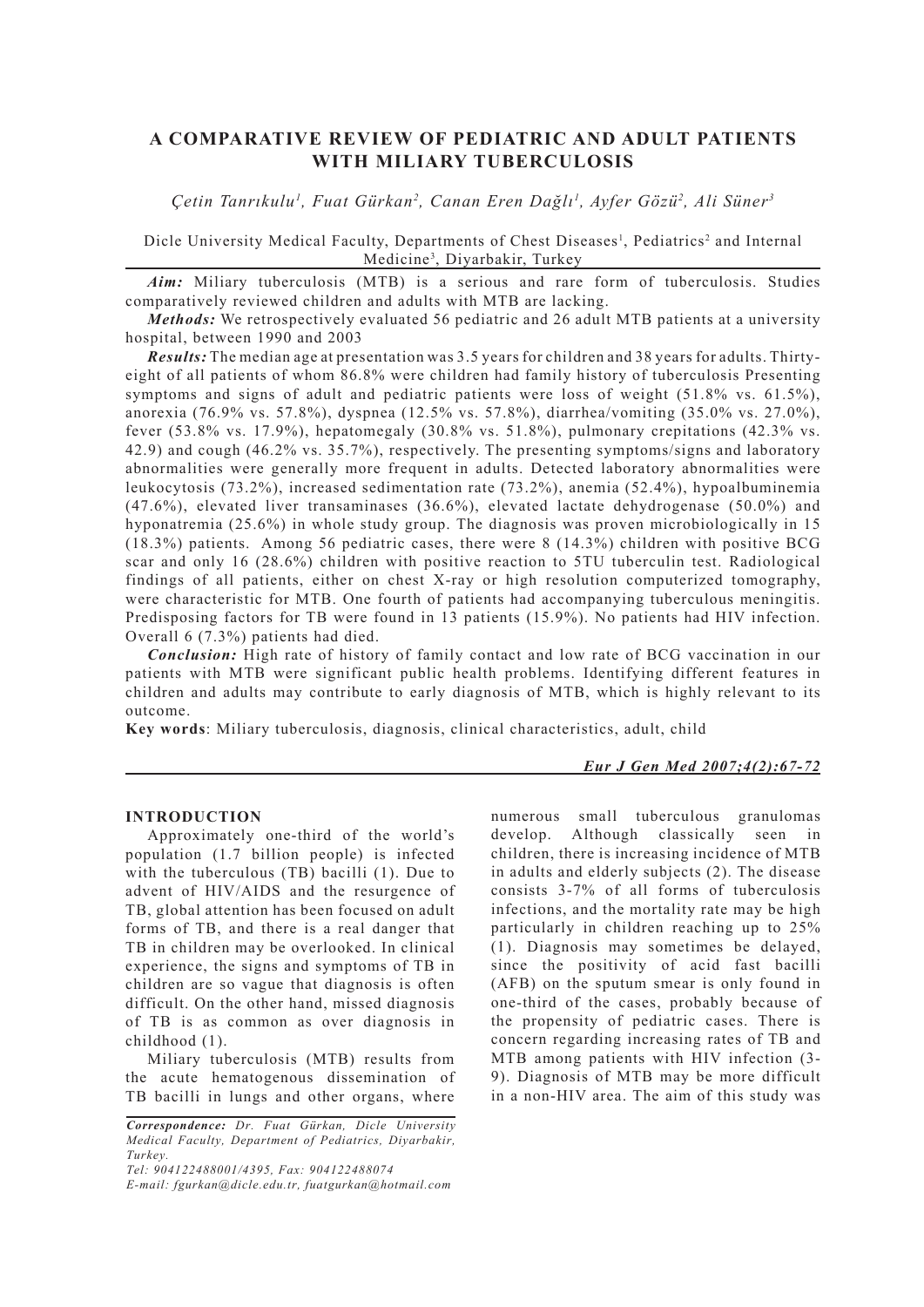# A COMPARATIVE REVIEW OF PEDIATRIC AND ADULT PATIENTS WITH MILIARY TUBERCULOSIS

*Çetin Tanrıkulu[1], Fuat Gürkan[2], Canan Eren Dağlı[1], Ayfer Gözü[2], Ali Süner[3]*

Dicle University Medical Faculty, Departments of Chest Diseases[1], Pediatrics[2] and Internal Medicine[3], Diyarbakir, Turkey

***Aim:*** Miliary tuberculosis (MTB) is a serious and rare form of tuberculosis. Studies comparatively reviewed children and adults with MTB are lacking.

***Methods:*** We retrospectively evaluated 56 pediatric and 26 adult MTB patients at a university hospital, between 1990 and 2003

***Results:*** The median age at presentation was 3.5 years for children and 38 years for adults. Thirty-eight of all patients of whom 86.8% were children had family history of tuberculosis Presenting symptoms and signs of adult and pediatric patients were loss of weight (51.8% vs. 61.5%), anorexia (76.9% vs. 57.8%), dyspnea (12.5% vs. 57.8%), diarrhea/vomiting (35.0% vs. 27.0%), fever (53.8% vs. 17.9%), hepatomegaly (30.8% vs. 51.8%), pulmonary crepitations (42.3% vs. 42.9) and cough (46.2% vs. 35.7%), respectively. The presenting symptoms/signs and laboratory abnormalities were generally more frequent in adults. Detected laboratory abnormalities were leukocytosis (73.2%), increased sedimentation rate (73.2%), anemia (52.4%), hypoalbuminemia (47.6%), elevated liver transaminases (36.6%), elevated lactate dehydrogenase (50.0%) and hyponatremia (25.6%) in whole study group. The diagnosis was proven microbiologically in 15 (18.3%) patients. Among 56 pediatric cases, there were 8 (14.3%) children with positive BCG scar and only 16 (28.6%) children with positive reaction to 5TU tuberculin test. Radiological findings of all patients, either on chest X-ray or high resolution computerized tomography, were characteristic for MTB. One fourth of patients had accompanying tuberculous meningitis. Predisposing factors for TB were found in 13 patients (15.9%). No patients had HIV infection. Overall 6 (7.3%) patients had died.

***Conclusion:*** High rate of history of family contact and low rate of BCG vaccination in our patients with MTB were significant public health problems. Identifying different features in children and adults may contribute to early diagnosis of MTB, which is highly relevant to its outcome.

**Key words**: Miliary tuberculosis, diagnosis, clinical characteristics, adult, child

## INTRODUCTION

Approximately one-third of the world's population (1.7 billion people) is infected with the tuberculous (TB) bacilli (1). Due to advent of HIV/AIDS and the resurgence of TB, global attention has been focused on adult forms of TB, and there is a real danger that TB in children may be overlooked. In clinical experience, the signs and symptoms of TB in children are so vague that diagnosis is often difficult. On the other hand, missed diagnosis of TB is as common as over diagnosis in childhood (1).

Miliary tuberculosis (MTB) results from the acute hematogenous dissemination of TB bacilli in lungs and other organs, where numerous small tuberculous granulomas develop. Although classically seen in children, there is increasing incidence of MTB in adults and elderly subjects (2). The disease consists 3-7% of all forms of tuberculosis infections, and the mortality rate may be high particularly in children reaching up to 25% (1). Diagnosis may sometimes be delayed, since the positivity of acid fast bacilli (AFB) on the sputum smear is only found in one-third of the cases, probably because of the propensity of pediatric cases. There is concern regarding increasing rates of TB and MTB among patients with HIV infection (3-9). Diagnosis of MTB may be more difficult in a non-HIV area. The aim of this study was

*Correspondence: Dr. Fuat Gürkan, Dicle University Medical Faculty, Department of Pediatrics, Diyarbakir, Turkey.*
*Tel: 904122488001/4395, Fax: 904122488074*
*E-mail: fgurkan@dicle.edu.tr, fuatgurkan@hotmail.com*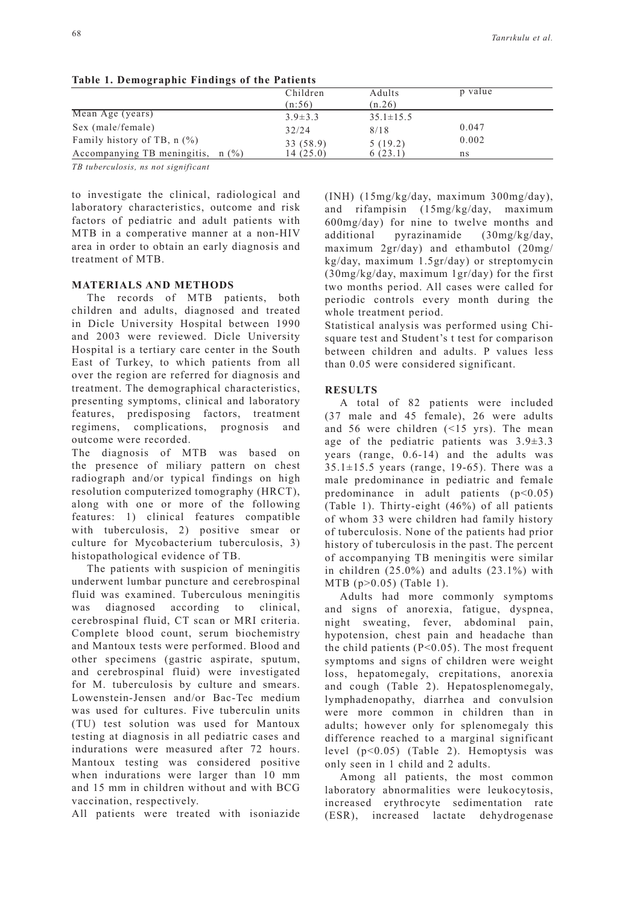**Table 1. Demographic Findings of the Patients**

| | Children (n:56) | Adults (n.26) | p value |
|---|---|---|---|
| Mean Age (years) | 3.9±3.3 | 35.1±15.5 | |
| Sex (male/female) | 32/24 | 8/18 | 0.047 |
| Family history of TB, n (%) | 33 (58.9) | 5 (19.2) | 0.002 |
| Accompanying TB meningitis, n (%) | 14 (25.0) | 6 (23.1) | ns |

*TB tuberculosis, ns not significant*

to investigate the clinical, radiological and laboratory characteristics, outcome and risk factors of pediatric and adult patients with MTB in a comperative manner at a non-HIV area in order to obtain an early diagnosis and treatment of MTB.

## MATERIALS AND METHODS

The records of MTB patients, both children and adults, diagnosed and treated in Dicle University Hospital between 1990 and 2003 were reviewed. Dicle University Hospital is a tertiary care center in the South East of Turkey, to which patients from all over the region are referred for diagnosis and treatment. The demographical characteristics, presenting symptoms, clinical and laboratory features, predisposing factors, treatment regimens, complications, prognosis and outcome were recorded.

The diagnosis of MTB was based on the presence of miliary pattern on chest radiograph and/or typical findings on high resolution computerized tomography (HRCT), along with one or more of the following features: 1) clinical features compatible with tuberculosis, 2) positive smear or culture for Mycobacterium tuberculosis, 3) histopathological evidence of TB.

The patients with suspicion of meningitis underwent lumbar puncture and cerebrospinal fluid was examined. Tuberculous meningitis was diagnosed according to clinical, cerebrospinal fluid, CT scan or MRI criteria. Complete blood count, serum biochemistry and Mantoux tests were performed. Blood and other specimens (gastric aspirate, sputum, and cerebrospinal fluid) were investigated for M. tuberculosis by culture and smears. Lowenstein-Jensen and/or Bac-Tec medium was used for cultures. Five tuberculin units (TU) test solution was used for Mantoux testing at diagnosis in all pediatric cases and indurations were measured after 72 hours. Mantoux testing was considered positive when indurations were larger than 10 mm and 15 mm in children without and with BCG vaccination, respectively.

All patients were treated with isoniazide (INH) (15mg/kg/day, maximum 300mg/day), and rifampisin (15mg/kg/day, maximum 600mg/day) for nine to twelve months and additional pyrazinamide (30mg/kg/day, maximum 2gr/day) and ethambutol (20mg/kg/day, maximum 1.5gr/day) or streptomycin (30mg/kg/day, maximum 1gr/day) for the first two months period. All cases were called for periodic controls every month during the whole treatment period.

Statistical analysis was performed using Chi-square test and Student's t test for comparison between children and adults. P values less than 0.05 were considered significant.

## RESULTS

A total of 82 patients were included (37 male and 45 female), 26 were adults and 56 were children (<15 yrs). The mean age of the pediatric patients was 3.9±3.3 years (range, 0.6-14) and the adults was 35.1±15.5 years (range, 19-65). There was a male predominance in pediatric and female predominance in adult patients ($p<0.05$) (Table 1). Thirty-eight (46%) of all patients of whom 33 were children had family history of tuberculosis. None of the patients had prior history of tuberculosis in the past. The percent of accompanying TB meningitis were similar in children (25.0%) and adults (23.1%) with MTB ($p>0.05$) (Table 1).

Adults had more commonly symptoms and signs of anorexia, fatigue, dyspnea, night sweating, fever, abdominal pain, hypotension, chest pain and headache than the child patients ($P<0.05$). The most frequent symptoms and signs of children were weight loss, hepatomegaly, crepitations, anorexia and cough (Table 2). Hepatosplenomegaly, lymphadenopathy, diarrhea and convulsion were more common in children than in adults; however only for splenomegaly this difference reached to a marginal significant level ($p<0.05$) (Table 2). Hemoptysis was only seen in 1 child and 2 adults.

Among all patients, the most common laboratory abnormalities were leukocytosis, increased erythrocyte sedimentation rate (ESR), increased lactate dehydrogenase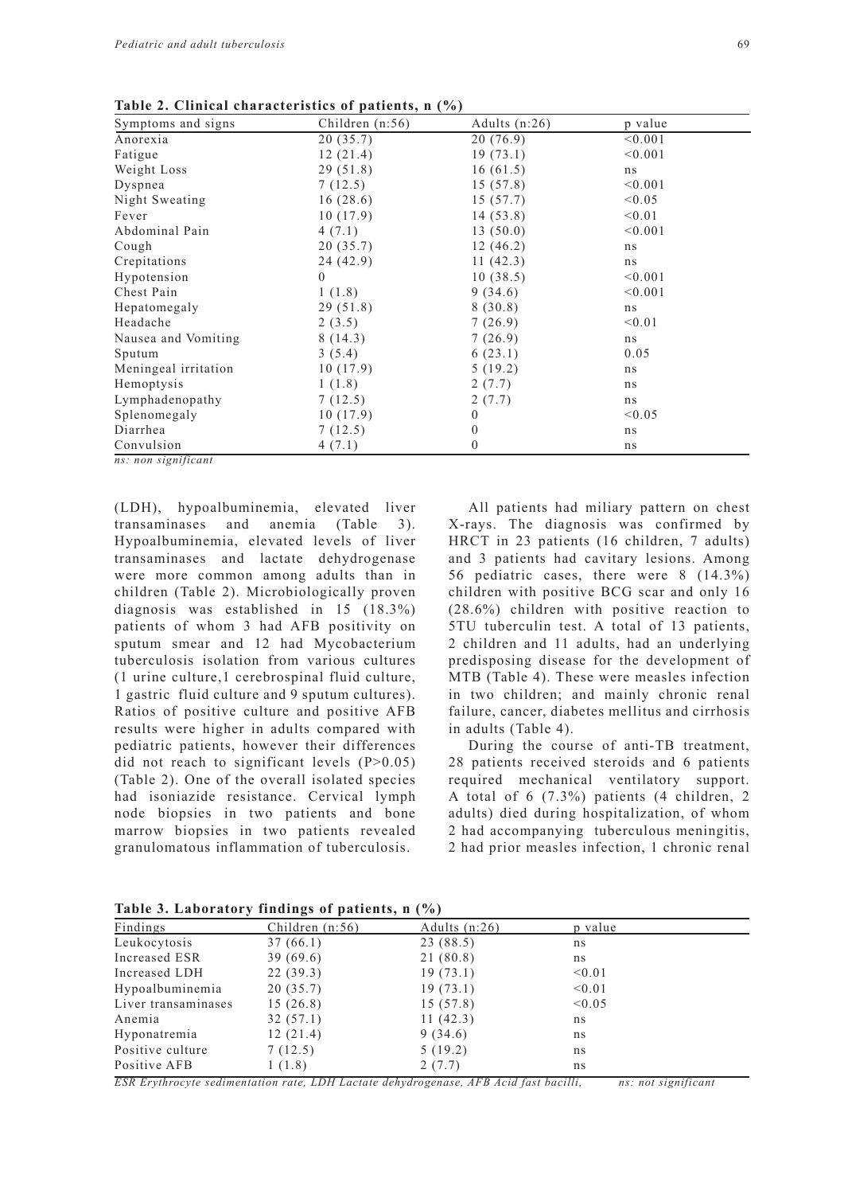**Table 2. Clinical characteristics of patients, n (%)**

| Symptoms and signs | Children (n:56) | Adults (n:26) | p value |
|---|---|---|---|
| Anorexia | 20 (35.7) | 20 (76.9) | <0.001 |
| Fatigue | 12 (21.4) | 19 (73.1) | <0.001 |
| Weight Loss | 29 (51.8) | 16 (61.5) | ns |
| Dyspnea | 7 (12.5) | 15 (57.8) | <0.001 |
| Night Sweating | 16 (28.6) | 15 (57.7) | <0.05 |
| Fever | 10 (17.9) | 14 (53.8) | <0.01 |
| Abdominal Pain | 4 (7.1) | 13 (50.0) | <0.001 |
| Cough | 20 (35.7) | 12 (46.2) | ns |
| Crepitations | 24 (42.9) | 11 (42.3) | ns |
| Hypotension | 0 | 10 (38.5) | <0.001 |
| Chest Pain | 1 (1.8) | 9 (34.6) | <0.001 |
| Hepatomegaly | 29 (51.8) | 8 (30.8) | ns |
| Headache | 2 (3.5) | 7 (26.9) | <0.01 |
| Nausea and Vomiting | 8 (14.3) | 7 (26.9) | ns |
| Sputum | 3 (5.4) | 6 (23.1) | 0.05 |
| Meningeal irritation | 10 (17.9) | 5 (19.2) | ns |
| Hemoptysis | 1 (1.8) | 2 (7.7) | ns |
| Lymphadenopathy | 7 (12.5) | 2 (7.7) | ns |
| Splenomegaly | 10 (17.9) | 0 | <0.05 |
| Diarrhea | 7 (12.5) | 0 | ns |
| Convulsion | 4 (7.1) | 0 | ns |

*ns: non significant*

(LDH), hypoalbuminemia, elevated liver transaminases and anemia (Table 3). Hypoalbuminemia, elevated levels of liver transaminases and lactate dehydrogenase were more common among adults than in children (Table 2). Microbiologically proven diagnosis was established in 15 (18.3%) patients of whom 3 had AFB positivity on sputum smear and 12 had Mycobacterium tuberculosis isolation from various cultures (1 urine culture,1 cerebrospinal fluid culture, 1 gastric fluid culture and 9 sputum cultures). Ratios of positive culture and positive AFB results were higher in adults compared with pediatric patients, however their differences did not reach to significant levels (P>0.05) (Table 2). One of the overall isolated species had isoniazide resistance. Cervical lymph node biopsies in two patients and bone marrow biopsies in two patients revealed granulomatous inflammation of tuberculosis.

All patients had miliary pattern on chest X-rays. The diagnosis was confirmed by HRCT in 23 patients (16 children, 7 adults) and 3 patients had cavitary lesions. Among 56 pediatric cases, there were 8 (14.3%) children with positive BCG scar and only 16 (28.6%) children with positive reaction to 5TU tuberculin test. A total of 13 patients, 2 children and 11 adults, had an underlying predisposing disease for the development of MTB (Table 4). These were measles infection in two children; and mainly chronic renal failure, cancer, diabetes mellitus and cirrhosis in adults (Table 4).

During the course of anti-TB treatment, 28 patients received steroids and 6 patients required mechanical ventilatory support. A total of 6 (7.3%) patients (4 children, 2 adults) died during hospitalization, of whom 2 had accompanying tuberculous meningitis, 2 had prior measles infection, 1 chronic renal

**Table 3. Laboratory findings of patients, n (%)**

| Findings | Children (n:56) | Adults (n:26) | p value |
|---|---|---|---|
| Leukocytosis | 37 (66.1) | 23 (88.5) | ns |
| Increased ESR | 39 (69.6) | 21 (80.8) | ns |
| Increased LDH | 22 (39.3) | 19 (73.1) | <0.01 |
| Hypoalbuminemia | 20 (35.7) | 19 (73.1) | <0.01 |
| Liver transaminases | 15 (26.8) | 15 (57.8) | <0.05 |
| Anemia | 32 (57.1) | 11 (42.3) | ns |
| Hyponatremia | 12 (21.4) | 9 (34.6) | ns |
| Positive culture | 7 (12.5) | 5 (19.2) | ns |
| Positive AFB | 1 (1.8) | 2 (7.7) | ns |

*ESR Erythrocyte sedimentation rate, LDH Lactate dehydrogenase, AFB Acid fast bacilli, ns: not significant*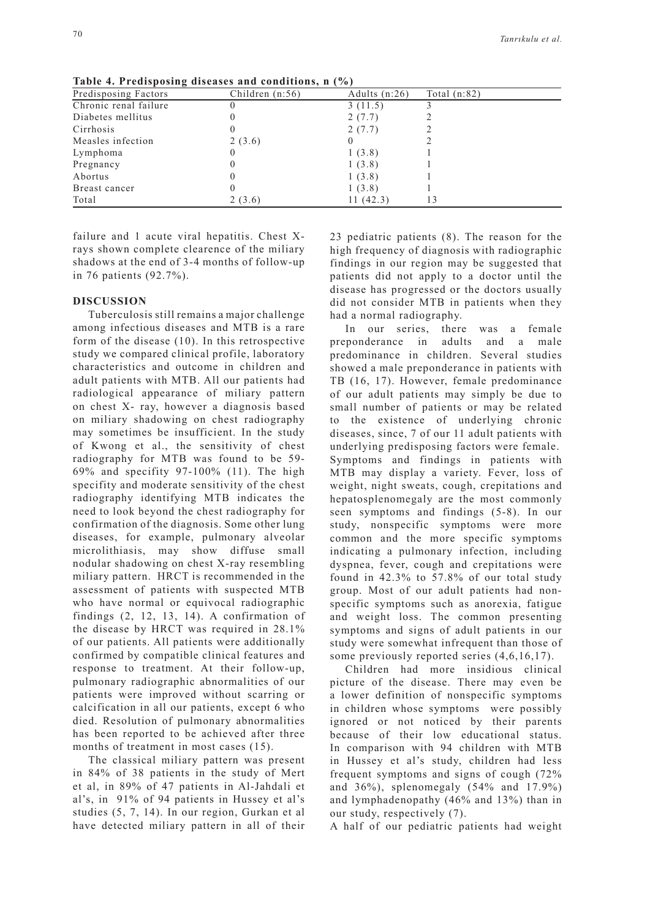**Table 4. Predisposing diseases and conditions, n (%)**

| Predisposing Factors | Children (n:56) | Adults (n:26) | Total (n:82) |
|---|---|---|---|
| Chronic renal failure | 0 | 3 (11.5) | 3 |
| Diabetes mellitus | 0 | 2 (7.7) | 2 |
| Cirrhosis | 0 | 2 (7.7) | 2 |
| Measles infection | 2 (3.6) | 0 | 2 |
| Lymphoma | 0 | 1 (3.8) | 1 |
| Pregnancy | 0 | 1 (3.8) | 1 |
| Abortus | 0 | 1 (3.8) | 1 |
| Breast cancer | 0 | 1 (3.8) | 1 |
| Total | 2 (3.6) | 11 (42.3) | 13 |

failure and 1 acute viral hepatitis. Chest X-rays shown complete clearence of the miliary shadows at the end of 3-4 months of follow-up in 76 patients (92.7%).

## DISCUSSION

Tuberculosis still remains a major challenge among infectious diseases and MTB is a rare form of the disease (10). In this retrospective study we compared clinical profile, laboratory characteristics and outcome in children and adult patients with MTB. All our patients had radiological appearance of miliary pattern on chest X- ray, however a diagnosis based on miliary shadowing on chest radiography may sometimes be insufficient. In the study of Kwong et al., the sensitivity of chest radiography for MTB was found to be 59-69% and specifity 97-100% (11). The high specifity and moderate sensitivity of the chest radiography identifying MTB indicates the need to look beyond the chest radiography for confirmation of the diagnosis. Some other lung diseases, for example, pulmonary alveolar microlithiasis, may show diffuse small nodular shadowing on chest X-ray resembling miliary pattern. HRCT is recommended in the assessment of patients with suspected MTB who have normal or equivocal radiographic findings (2, 12, 13, 14). A confirmation of the disease by HRCT was required in 28.1% of our patients. All patients were additionally confirmed by compatible clinical features and response to treatment. At their follow-up, pulmonary radiographic abnormalities of our patients were improved without scarring or calcification in all our patients, except 6 who died. Resolution of pulmonary abnormalities has been reported to be achieved after three months of treatment in most cases (15).

The classical miliary pattern was present in 84% of 38 patients in the study of Mert et al, in 89% of 47 patients in Al-Jahdali et al's, in 91% of 94 patients in Hussey et al's studies (5, 7, 14). In our region, Gurkan et al have detected miliary pattern in all of their 23 pediatric patients (8). The reason for the high frequency of diagnosis with radiographic findings in our region may be suggested that patients did not apply to a doctor until the disease has progressed or the doctors usually did not consider MTB in patients when they had a normal radiography.

In our series, there was a female preponderance in adults and a male predominance in children. Several studies showed a male preponderance in patients with TB (16, 17). However, female predominance of our adult patients may simply be due to small number of patients or may be related to the existence of underlying chronic diseases, since, 7 of our 11 adult patients with underlying predisposing factors were female. Symptoms and findings in patients with MTB may display a variety. Fever, loss of weight, night sweats, cough, crepitations and hepatosplenomegaly are the most commonly seen symptoms and findings (5-8). In our study, nonspecific symptoms were more common and the more specific symptoms indicating a pulmonary infection, including dyspnea, fever, cough and crepitations were found in 42.3% to 57.8% of our total study group. Most of our adult patients had non-specific symptoms such as anorexia, fatigue and weight loss. The common presenting symptoms and signs of adult patients in our study were somewhat infrequent than those of some previously reported series (4,6,16,17).

Children had more insidious clinical picture of the disease. There may even be a lower definition of nonspecific symptoms in children whose symptoms were possibly ignored or not noticed by their parents because of their low educational status. In comparison with 94 children with MTB in Hussey et al's study, children had less frequent symptoms and signs of cough (72% and 36%), splenomegaly (54% and 17.9%) and lymphadenopathy (46% and 13%) than in our study, respectively (7).

A half of our pediatric patients had weight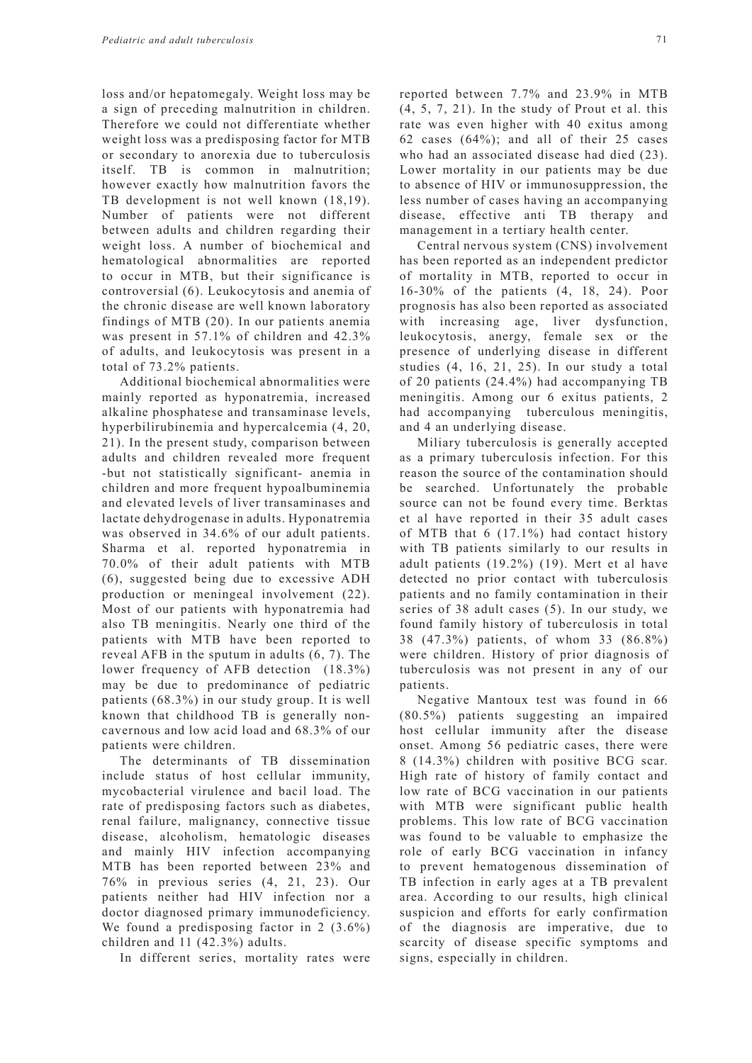loss and/or hepatomegaly. Weight loss may be a sign of preceding malnutrition in children. Therefore we could not differentiate whether weight loss was a predisposing factor for MTB or secondary to anorexia due to tuberculosis itself. TB is common in malnutrition; however exactly how malnutrition favors the TB development is not well known (18,19). Number of patients were not different between adults and children regarding their weight loss. A number of biochemical and hematological abnormalities are reported to occur in MTB, but their significance is controversial (6). Leukocytosis and anemia of the chronic disease are well known laboratory findings of MTB (20). In our patients anemia was present in 57.1% of children and 42.3% of adults, and leukocytosis was present in a total of 73.2% patients.

Additional biochemical abnormalities were mainly reported as hyponatremia, increased alkaline phosphatese and transaminase levels, hyperbilirubinemia and hypercalcemia (4, 20, 21). In the present study, comparison between adults and children revealed more frequent -but not statistically significant- anemia in children and more frequent hypoalbuminemia and elevated levels of liver transaminases and lactate dehydrogenase in adults. Hyponatremia was observed in 34.6% of our adult patients. Sharma et al. reported hyponatremia in 70.0% of their adult patients with MTB (6), suggested being due to excessive ADH production or meningeal involvement (22). Most of our patients with hyponatremia had also TB meningitis. Nearly one third of the patients with MTB have been reported to reveal AFB in the sputum in adults (6, 7). The lower frequency of AFB detection (18.3%) may be due to predominance of pediatric patients (68.3%) in our study group. It is well known that childhood TB is generally non-cavernous and low acid load and 68.3% of our patients were children.

The determinants of TB dissemination include status of host cellular immunity, mycobacterial virulence and bacil load. The rate of predisposing factors such as diabetes, renal failure, malignancy, connective tissue disease, alcoholism, hematologic diseases and mainly HIV infection accompanying MTB has been reported between 23% and 76% in previous series (4, 21, 23). Our patients neither had HIV infection nor a doctor diagnosed primary immunodeficiency. We found a predisposing factor in 2 (3.6%) children and 11 (42.3%) adults.

In different series, mortality rates were reported between 7.7% and 23.9% in MTB (4, 5, 7, 21). In the study of Prout et al. this rate was even higher with 40 exitus among 62 cases (64%); and all of their 25 cases who had an associated disease had died (23). Lower mortality in our patients may be due to absence of HIV or immunosuppression, the less number of cases having an accompanying disease, effective anti TB therapy and management in a tertiary health center.

Central nervous system (CNS) involvement has been reported as an independent predictor of mortality in MTB, reported to occur in 16-30% of the patients (4, 18, 24). Poor prognosis has also been reported as associated with increasing age, liver dysfunction, leukocytosis, anergy, female sex or the presence of underlying disease in different studies (4, 16, 21, 25). In our study a total of 20 patients (24.4%) had accompanying TB meningitis. Among our 6 exitus patients, 2 had accompanying tuberculous meningitis, and 4 an underlying disease.

Miliary tuberculosis is generally accepted as a primary tuberculosis infection. For this reason the source of the contamination should be searched. Unfortunately the probable source can not be found every time. Berktas et al have reported in their 35 adult cases of MTB that 6 (17.1%) had contact history with TB patients similarly to our results in adult patients (19.2%) (19). Mert et al have detected no prior contact with tuberculosis patients and no family contamination in their series of 38 adult cases (5). In our study, we found family history of tuberculosis in total 38 (47.3%) patients, of whom 33 (86.8%) were children. History of prior diagnosis of tuberculosis was not present in any of our patients.

Negative Mantoux test was found in 66 (80.5%) patients suggesting an impaired host cellular immunity after the disease onset. Among 56 pediatric cases, there were 8 (14.3%) children with positive BCG scar. High rate of history of family contact and low rate of BCG vaccination in our patients with MTB were significant public health problems. This low rate of BCG vaccination was found to be valuable to emphasize the role of early BCG vaccination in infancy to prevent hematogenous dissemination of TB infection in early ages at a TB prevalent area. According to our results, high clinical suspicion and efforts for early confirmation of the diagnosis are imperative, due to scarcity of disease specific symptoms and signs, especially in children.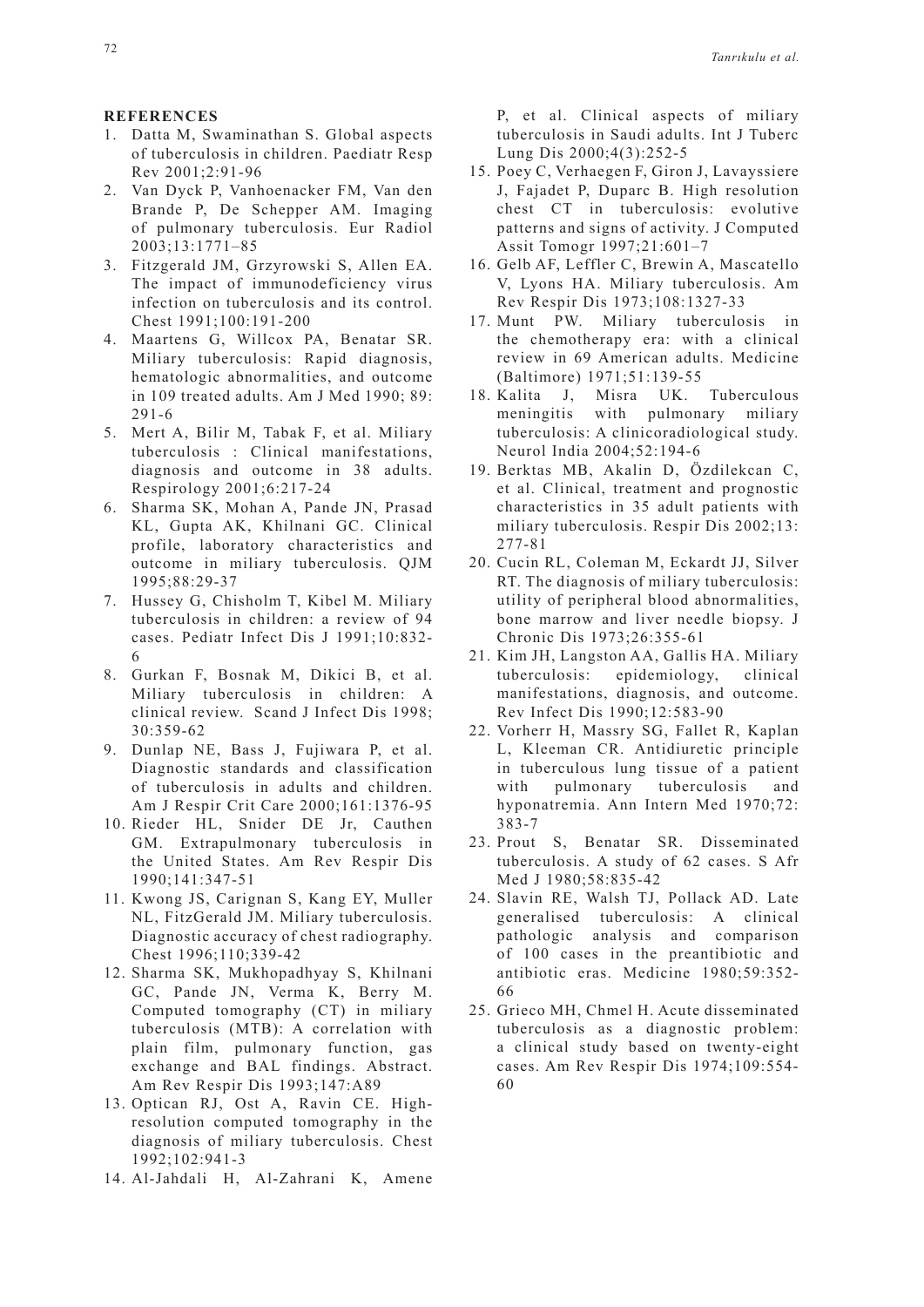## REFERENCES

1. Datta M, Swaminathan S. Global aspects of tuberculosis in children. Paediatr Resp Rev 2001;2:91-96
2. Van Dyck P, Vanhoenacker FM, Van den Brande P, De Schepper AM. Imaging of pulmonary tuberculosis. Eur Radiol 2003;13:1771–85
3. Fitzgerald JM, Grzyrowski S, Allen EA. The impact of immunodeficiency virus infection on tuberculosis and its control. Chest 1991;100:191-200
4. Maartens G, Willcox PA, Benatar SR. Miliary tuberculosis: Rapid diagnosis, hematologic abnormalities, and outcome in 109 treated adults. Am J Med 1990; 89: 291-6
5. Mert A, Bilir M, Tabak F, et al. Miliary tuberculosis : Clinical manifestations, diagnosis and outcome in 38 adults. Respirology 2001;6:217-24
6. Sharma SK, Mohan A, Pande JN, Prasad KL, Gupta AK, Khilnani GC. Clinical profile, laboratory characteristics and outcome in miliary tuberculosis. QJM 1995;88:29-37
7. Hussey G, Chisholm T, Kibel M. Miliary tuberculosis in children: a review of 94 cases. Pediatr Infect Dis J 1991;10:832-6
8. Gurkan F, Bosnak M, Dikici B, et al. Miliary tuberculosis in children: A clinical review. Scand J Infect Dis 1998; 30:359-62
9. Dunlap NE, Bass J, Fujiwara P, et al. Diagnostic standards and classification of tuberculosis in adults and children. Am J Respir Crit Care 2000;161:1376-95
10. Rieder HL, Snider DE Jr, Cauthen GM. Extrapulmonary tuberculosis in the United States. Am Rev Respir Dis 1990;141:347-51
11. Kwong JS, Carignan S, Kang EY, Muller NL, FitzGerald JM. Miliary tuberculosis. Diagnostic accuracy of chest radiography. Chest 1996;110;339-42
12. Sharma SK, Mukhopadhyay S, Khilnani GC, Pande JN, Verma K, Berry M. Computed tomography (CT) in miliary tuberculosis (MTB): A correlation with plain film, pulmonary function, gas exchange and BAL findings. Abstract. Am Rev Respir Dis 1993;147:A89
13. Optican RJ, Ost A, Ravin CE. High-resolution computed tomography in the diagnosis of miliary tuberculosis. Chest 1992;102:941-3
14. Al-Jahdali H, Al-Zahrani K, Amene P, et al. Clinical aspects of miliary tuberculosis in Saudi adults. Int J Tuberc Lung Dis 2000;4(3):252-5
15. Poey C, Verhaegen F, Giron J, Lavayssiere J, Fajadet P, Duparc B. High resolution chest CT in tuberculosis: evolutive patterns and signs of activity. J Computed Assit Tomogr 1997;21:601–7
16. Gelb AF, Leffler C, Brewin A, Mascatello V, Lyons HA. Miliary tuberculosis. Am Rev Respir Dis 1973;108:1327-33
17. Munt PW. Miliary tuberculosis in the chemotherapy era: with a clinical review in 69 American adults. Medicine (Baltimore) 1971;51:139-55
18. Kalita J, Misra UK. Tuberculous meningitis with pulmonary miliary tuberculosis: A clinicoradiological study. Neurol India 2004;52:194-6
19. Berktas MB, Akalin D, Özdilekcan C, et al. Clinical, treatment and prognostic characteristics in 35 adult patients with miliary tuberculosis. Respir Dis 2002;13: 277-81
20. Cucin RL, Coleman M, Eckardt JJ, Silver RT. The diagnosis of miliary tuberculosis: utility of peripheral blood abnormalities, bone marrow and liver needle biopsy. J Chronic Dis 1973;26:355-61
21. Kim JH, Langston AA, Gallis HA. Miliary tuberculosis: epidemiology, clinical manifestations, diagnosis, and outcome. Rev Infect Dis 1990;12:583-90
22. Vorherr H, Massry SG, Fallet R, Kaplan L, Kleeman CR. Antidiuretic principle in tuberculous lung tissue of a patient with pulmonary tuberculosis and hyponatremia. Ann Intern Med 1970;72: 383-7
23. Prout S, Benatar SR. Disseminated tuberculosis. A study of 62 cases. S Afr Med J 1980;58:835-42
24. Slavin RE, Walsh TJ, Pollack AD. Late generalised tuberculosis: A clinical pathologic analysis and comparison of 100 cases in the preantibiotic and antibiotic eras. Medicine 1980;59:352-66
25. Grieco MH, Chmel H. Acute disseminated tuberculosis as a diagnostic problem: a clinical study based on twenty-eight cases. Am Rev Respir Dis 1974;109:554-60